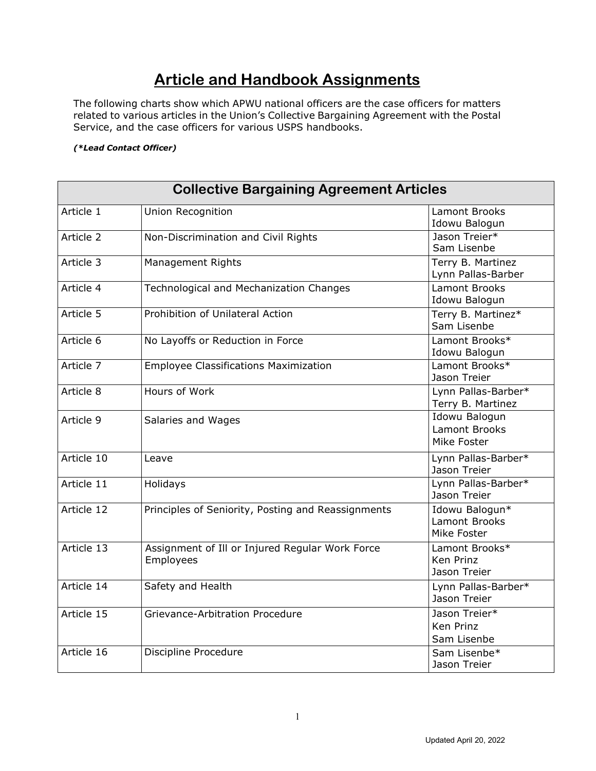# Article and Handbook Assignments

The following charts show which APWU national officers are the case officers for matters related to various articles in the Union's Collective Bargaining Agreement with the Postal Service, and the case officers for various USPS handbooks.

***(*Lead Contact Officer)***

| Collective Bargaining Agreement Articles | | |
|---|---|---|
| Article 1 | Union Recognition | Lamont Brooks<br>Idowu Balogun |
| Article 2 | Non-Discrimination and Civil Rights | Jason Treier*<br>Sam Lisenbe |
| Article 3 | Management Rights | Terry B. Martinez<br>Lynn Pallas-Barber |
| Article 4 | Technological and Mechanization Changes | Lamont Brooks<br>Idowu Balogun |
| Article 5 | Prohibition of Unilateral Action | Terry B. Martinez*<br>Sam Lisenbe |
| Article 6 | No Layoffs or Reduction in Force | Lamont Brooks*<br>Idowu Balogun |
| Article 7 | Employee Classifications Maximization | Lamont Brooks*<br>Jason Treier |
| Article 8 | Hours of Work | Lynn Pallas-Barber*<br>Terry B. Martinez |
| Article 9 | Salaries and Wages | Idowu Balogun<br>Lamont Brooks<br>Mike Foster |
| Article 10 | Leave | Lynn Pallas-Barber*<br>Jason Treier |
| Article 11 | Holidays | Lynn Pallas-Barber*<br>Jason Treier |
| Article 12 | Principles of Seniority, Posting and Reassignments | Idowu Balogun*<br>Lamont Brooks<br>Mike Foster |
| Article 13 | Assignment of Ill or Injured Regular Work Force Employees | Lamont Brooks*<br>Ken Prinz<br>Jason Treier |
| Article 14 | Safety and Health | Lynn Pallas-Barber*<br>Jason Treier |
| Article 15 | Grievance-Arbitration Procedure | Jason Treier*<br>Ken Prinz<br>Sam Lisenbe |
| Article 16 | Discipline Procedure | Sam Lisenbe*<br>Jason Treier |

Updated April 20, 2022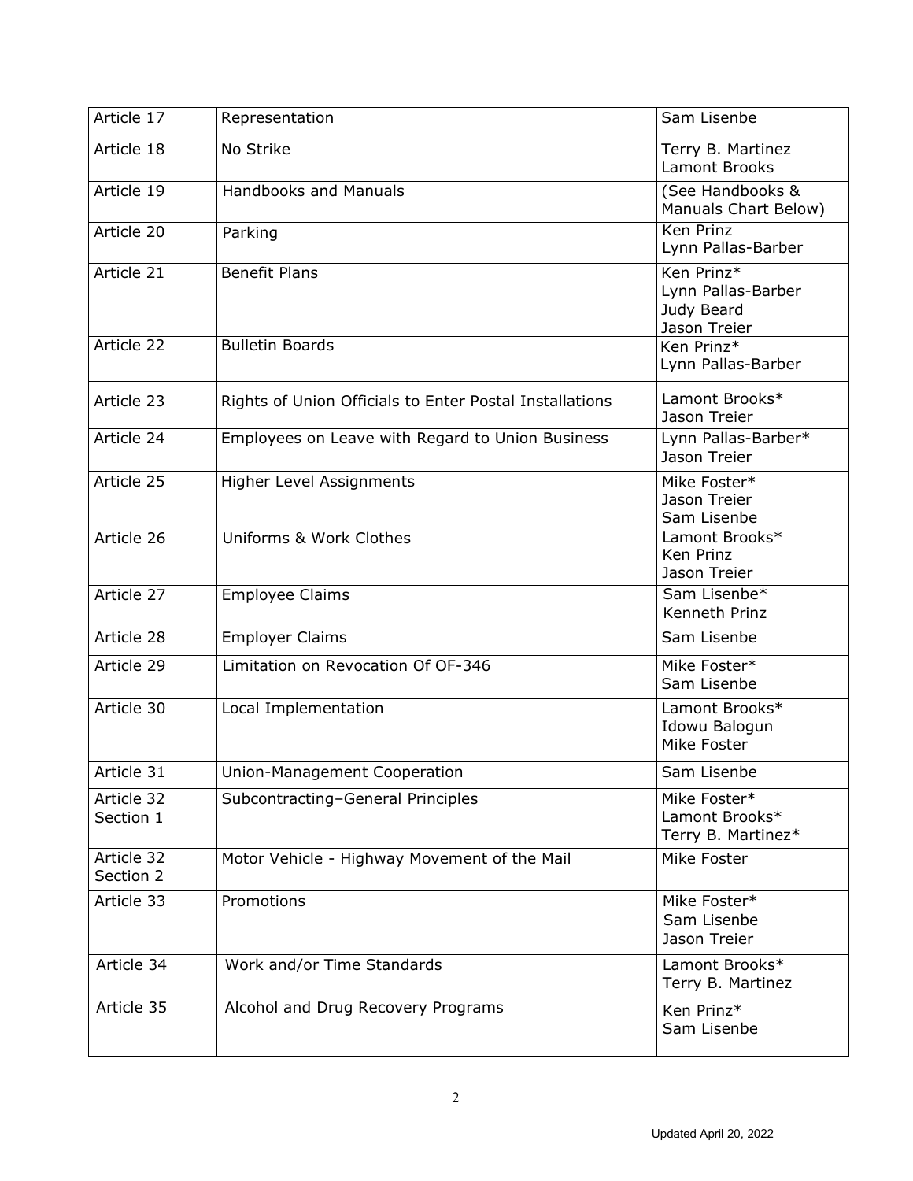| Article 17 | Representation | Sam Lisenbe |
|---|---|---|
| Article 18 | No Strike | Terry B. Martinez<br>Lamont Brooks |
| Article 19 | Handbooks and Manuals | (See Handbooks & Manuals Chart Below) |
| Article 20 | Parking | Ken Prinz<br>Lynn Pallas-Barber |
| Article 21 | Benefit Plans | Ken Prinz*<br>Lynn Pallas-Barber<br>Judy Beard<br>Jason Treier |
| Article 22 | Bulletin Boards | Ken Prinz*<br>Lynn Pallas-Barber |
| Article 23 | Rights of Union Officials to Enter Postal Installations | Lamont Brooks*<br>Jason Treier |
| Article 24 | Employees on Leave with Regard to Union Business | Lynn Pallas-Barber*<br>Jason Treier |
| Article 25 | Higher Level Assignments | Mike Foster*<br>Jason Treier<br>Sam Lisenbe |
| Article 26 | Uniforms & Work Clothes | Lamont Brooks*<br>Ken Prinz<br>Jason Treier |
| Article 27 | Employee Claims | Sam Lisenbe*<br>Kenneth Prinz |
| Article 28 | Employer Claims | Sam Lisenbe |
| Article 29 | Limitation on Revocation Of OF-346 | Mike Foster*<br>Sam Lisenbe |
| Article 30 | Local Implementation | Lamont Brooks*<br>Idowu Balogun<br>Mike Foster |
| Article 31 | Union-Management Cooperation | Sam Lisenbe |
| Article 32 Section 1 | Subcontracting–General Principles | Mike Foster*<br>Lamont Brooks*<br>Terry B. Martinez* |
| Article 32 Section 2 | Motor Vehicle - Highway Movement of the Mail | Mike Foster |
| Article 33 | Promotions | Mike Foster*<br>Sam Lisenbe<br>Jason Treier |
| Article 34 | Work and/or Time Standards | Lamont Brooks*<br>Terry B. Martinez |
| Article 35 | Alcohol and Drug Recovery Programs | Ken Prinz*<br>Sam Lisenbe |

Updated April 20, 2022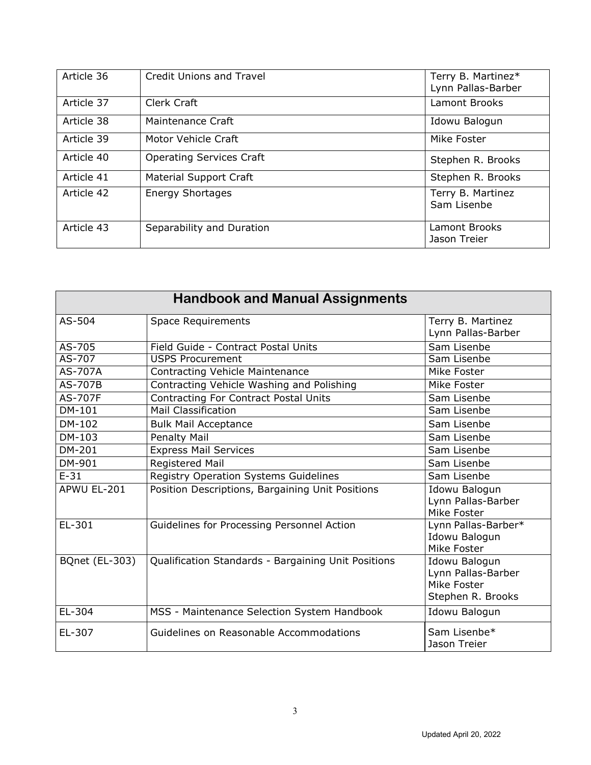| Article 36 | Credit Unions and Travel | Terry B. Martinez*<br>Lynn Pallas-Barber |
|---|---|---|
| Article 37 | Clerk Craft | Lamont Brooks |
| Article 38 | Maintenance Craft | Idowu Balogun |
| Article 39 | Motor Vehicle Craft | Mike Foster |
| Article 40 | Operating Services Craft | Stephen R. Brooks |
| Article 41 | Material Support Craft | Stephen R. Brooks |
| Article 42 | Energy Shortages | Terry B. Martinez<br>Sam Lisenbe |
| Article 43 | Separability and Duration | Lamont Brooks<br>Jason Treier |

## Handbook and Manual Assignments

| | | |
|---|---|---|
| AS-504 | Space Requirements | Terry B. Martinez<br>Lynn Pallas-Barber |
| AS-705 | Field Guide - Contract Postal Units | Sam Lisenbe |
| AS-707 | USPS Procurement | Sam Lisenbe |
| AS-707A | Contracting Vehicle Maintenance | Mike Foster |
| AS-707B | Contracting Vehicle Washing and Polishing | Mike Foster |
| AS-707F | Contracting For Contract Postal Units | Sam Lisenbe |
| DM-101 | Mail Classification | Sam Lisenbe |
| DM-102 | Bulk Mail Acceptance | Sam Lisenbe |
| DM-103 | Penalty Mail | Sam Lisenbe |
| DM-201 | Express Mail Services | Sam Lisenbe |
| DM-901 | Registered Mail | Sam Lisenbe |
| E-31 | Registry Operation Systems Guidelines | Sam Lisenbe |
| APWU EL-201 | Position Descriptions, Bargaining Unit Positions | Idowu Balogun<br>Lynn Pallas-Barber<br>Mike Foster |
| EL-301 | Guidelines for Processing Personnel Action | Lynn Pallas-Barber*<br>Idowu Balogun<br>Mike Foster |
| BQnet (EL-303) | Qualification Standards - Bargaining Unit Positions | Idowu Balogun<br>Lynn Pallas-Barber<br>Mike Foster<br>Stephen R. Brooks |
| EL-304 | MSS - Maintenance Selection System Handbook | Idowu Balogun |
| EL-307 | Guidelines on Reasonable Accommodations | Sam Lisenbe*<br>Jason Treier |

Updated April 20, 2022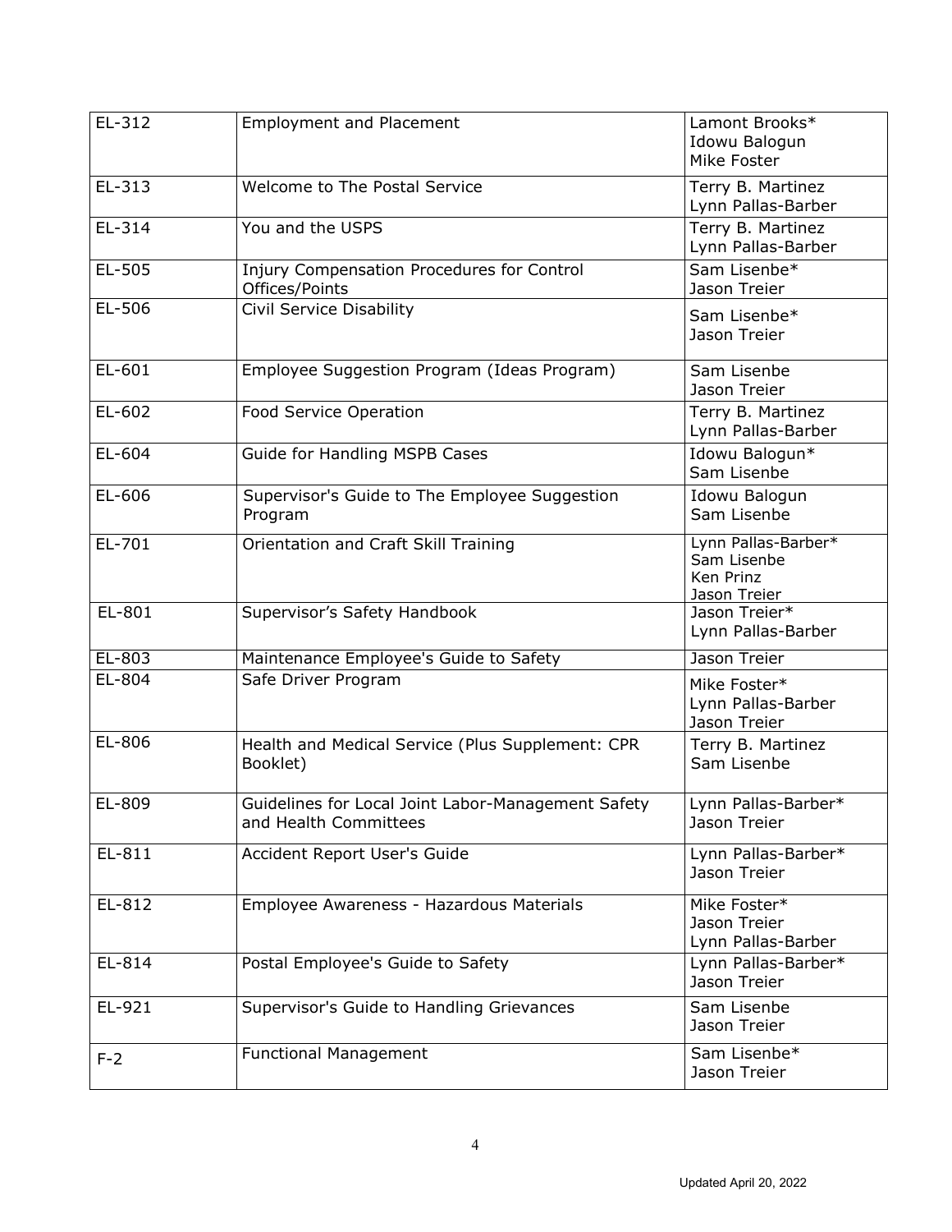| EL-312 | Employment and Placement | Lamont Brooks*<br>Idowu Balogun<br>Mike Foster |
|---|---|---|
| EL-313 | Welcome to The Postal Service | Terry B. Martinez<br>Lynn Pallas-Barber |
| EL-314 | You and the USPS | Terry B. Martinez<br>Lynn Pallas-Barber |
| EL-505 | Injury Compensation Procedures for Control Offices/Points | Sam Lisenbe*<br>Jason Treier |
| EL-506 | Civil Service Disability | Sam Lisenbe*<br>Jason Treier |
| EL-601 | Employee Suggestion Program (Ideas Program) | Sam Lisenbe<br>Jason Treier |
| EL-602 | Food Service Operation | Terry B. Martinez<br>Lynn Pallas-Barber |
| EL-604 | Guide for Handling MSPB Cases | Idowu Balogun*<br>Sam Lisenbe |
| EL-606 | Supervisor's Guide to The Employee Suggestion Program | Idowu Balogun<br>Sam Lisenbe |
| EL-701 | Orientation and Craft Skill Training | Lynn Pallas-Barber*<br>Sam Lisenbe<br>Ken Prinz<br>Jason Treier |
| EL-801 | Supervisor's Safety Handbook | Jason Treier*<br>Lynn Pallas-Barber |
| EL-803 | Maintenance Employee's Guide to Safety | Jason Treier |
| EL-804 | Safe Driver Program | Mike Foster*<br>Lynn Pallas-Barber<br>Jason Treier |
| EL-806 | Health and Medical Service (Plus Supplement: CPR Booklet) | Terry B. Martinez<br>Sam Lisenbe |
| EL-809 | Guidelines for Local Joint Labor-Management Safety and Health Committees | Lynn Pallas-Barber*<br>Jason Treier |
| EL-811 | Accident Report User's Guide | Lynn Pallas-Barber*<br>Jason Treier |
| EL-812 | Employee Awareness - Hazardous Materials | Mike Foster*<br>Jason Treier<br>Lynn Pallas-Barber |
| EL-814 | Postal Employee's Guide to Safety | Lynn Pallas-Barber*<br>Jason Treier |
| EL-921 | Supervisor's Guide to Handling Grievances | Sam Lisenbe<br>Jason Treier |
| F-2 | Functional Management | Sam Lisenbe*<br>Jason Treier |

Updated April 20, 2022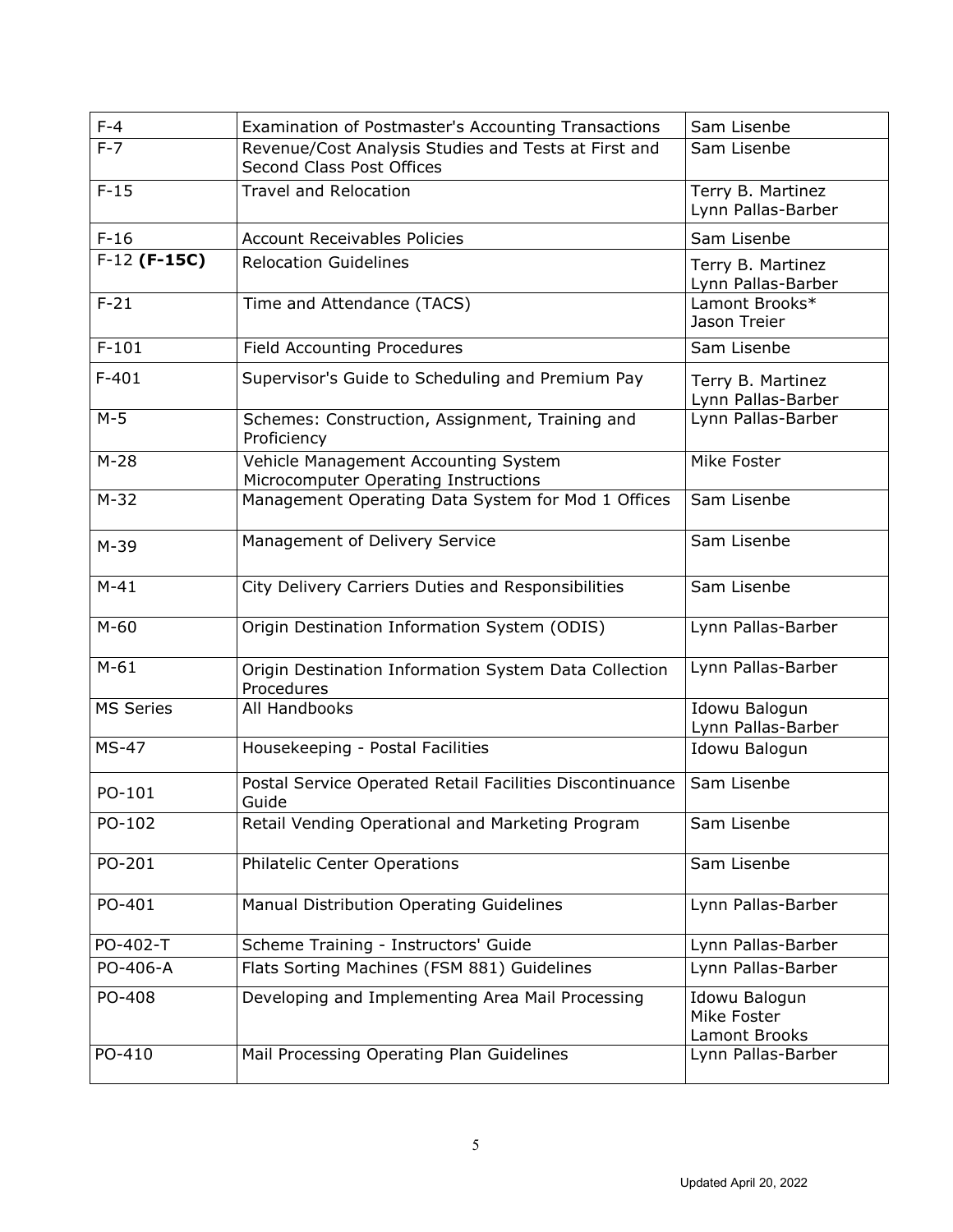| F-4 | Examination of Postmaster's Accounting Transactions | Sam Lisenbe |
|---|---|---|
| F-7 | Revenue/Cost Analysis Studies and Tests at First and Second Class Post Offices | Sam Lisenbe |
| F-15 | Travel and Relocation | Terry B. Martinez<br>Lynn Pallas-Barber |
| F-16 | Account Receivables Policies | Sam Lisenbe |
| F-12 **(F-15C)** | Relocation Guidelines | Terry B. Martinez<br>Lynn Pallas-Barber |
| F-21 | Time and Attendance (TACS) | Lamont Brooks*<br>Jason Treier |
| F-101 | Field Accounting Procedures | Sam Lisenbe |
| F-401 | Supervisor's Guide to Scheduling and Premium Pay | Terry B. Martinez<br>Lynn Pallas-Barber |
| M-5 | Schemes: Construction, Assignment, Training and Proficiency | Lynn Pallas-Barber |
| M-28 | Vehicle Management Accounting System Microcomputer Operating Instructions | Mike Foster |
| M-32 | Management Operating Data System for Mod 1 Offices | Sam Lisenbe |
| M-39 | Management of Delivery Service | Sam Lisenbe |
| M-41 | City Delivery Carriers Duties and Responsibilities | Sam Lisenbe |
| M-60 | Origin Destination Information System (ODIS) | Lynn Pallas-Barber |
| M-61 | Origin Destination Information System Data Collection Procedures | Lynn Pallas-Barber |
| MS Series | All Handbooks | Idowu Balogun<br>Lynn Pallas-Barber |
| MS-47 | Housekeeping - Postal Facilities | Idowu Balogun |
| PO-101 | Postal Service Operated Retail Facilities Discontinuance Guide | Sam Lisenbe |
| PO-102 | Retail Vending Operational and Marketing Program | Sam Lisenbe |
| PO-201 | Philatelic Center Operations | Sam Lisenbe |
| PO-401 | Manual Distribution Operating Guidelines | Lynn Pallas-Barber |
| PO-402-T | Scheme Training - Instructors' Guide | Lynn Pallas-Barber |
| PO-406-A | Flats Sorting Machines (FSM 881) Guidelines | Lynn Pallas-Barber |
| PO-408 | Developing and Implementing Area Mail Processing | Idowu Balogun<br>Mike Foster<br>Lamont Brooks |
| PO-410 | Mail Processing Operating Plan Guidelines | Lynn Pallas-Barber |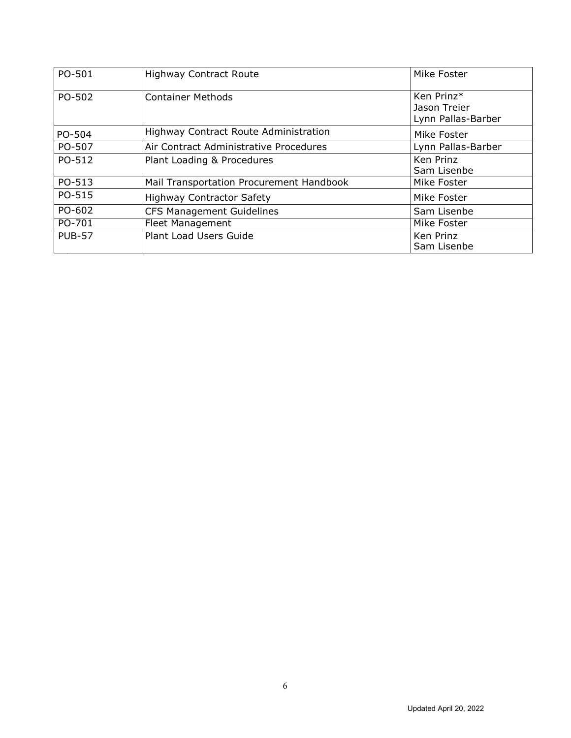| | | |
|---|---|---|
| PO-501 | Highway Contract Route | Mike Foster |
| PO-502 | Container Methods | Ken Prinz*<br>Jason Treier<br>Lynn Pallas-Barber |
| PO-504 | Highway Contract Route Administration | Mike Foster |
| PO-507 | Air Contract Administrative Procedures | Lynn Pallas-Barber |
| PO-512 | Plant Loading & Procedures | Ken Prinz<br>Sam Lisenbe |
| PO-513 | Mail Transportation Procurement Handbook | Mike Foster |
| PO-515 | Highway Contractor Safety | Mike Foster |
| PO-602 | CFS Management Guidelines | Sam Lisenbe |
| PO-701 | Fleet Management | Mike Foster |
| PUB-57 | Plant Load Users Guide | Ken Prinz<br>Sam Lisenbe |

Updated April 20, 2022